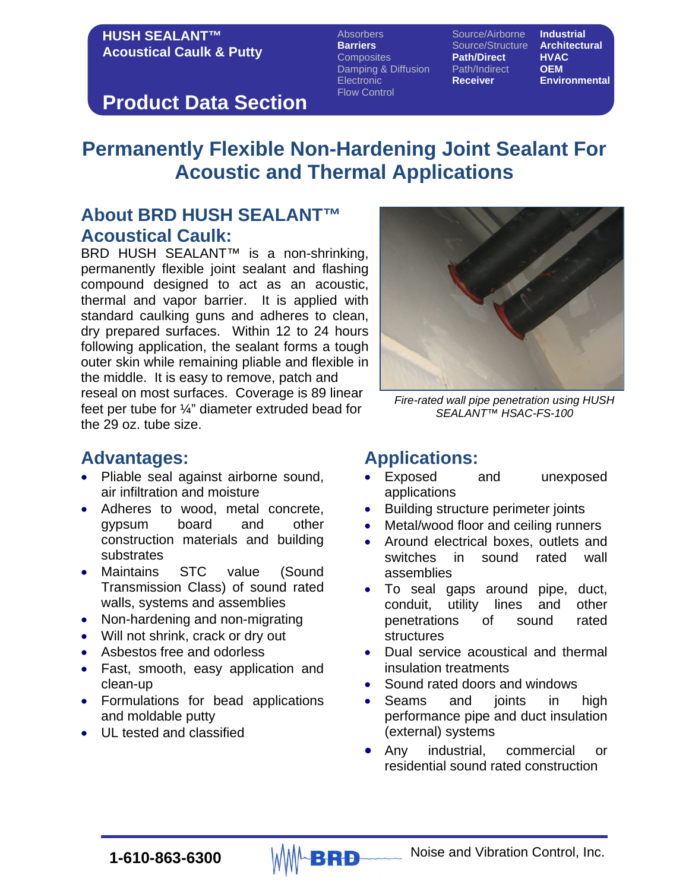**HUSH SEALANT™**
**Acoustical Caulk & Putty**

Absorbers
**Barriers**
Composites
Damping & Diffusion
Electronic
Flow Control

Source/Airborne
Source/Structure
**Path/Direct**
Path/Indirect
**Receiver**

**Industrial**
**Architectural**
**HVAC**
**OEM**
**Environmental**

# Product Data Section

# Permanently Flexible Non-Hardening Joint Sealant For Acoustic and Thermal Applications

## About BRD HUSH SEALANT™ Acoustical Caulk:

BRD HUSH SEALANT™ is a non-shrinking, permanently flexible joint sealant and flashing compound designed to act as an acoustic, thermal and vapor barrier. It is applied with standard caulking guns and adheres to clean, dry prepared surfaces. Within 12 to 24 hours following application, the sealant forms a tough outer skin while remaining pliable and flexible in the middle. It is easy to remove, patch and reseal on most surfaces. Coverage is 89 linear feet per tube for ¼" diameter extruded bead for the 29 oz. tube size.

*Fire-rated wall pipe penetration using HUSH SEALANT™ HSAC-FS-100*

## Advantages:

- Pliable seal against airborne sound, air infiltration and moisture
- Adheres to wood, metal concrete, gypsum board and other construction materials and building substrates
- Maintains STC value (Sound Transmission Class) of sound rated walls, systems and assemblies
- Non-hardening and non-migrating
- Will not shrink, crack or dry out
- Asbestos free and odorless
- Fast, smooth, easy application and clean-up
- Formulations for bead applications and moldable putty
- UL tested and classified

## Applications:

- Exposed and unexposed applications
- Building structure perimeter joints
- Metal/wood floor and ceiling runners
- Around electrical boxes, outlets and switches in sound rated wall assemblies
- To seal gaps around pipe, duct, conduit, utility lines and other penetrations of sound rated structures
- Dual service acoustical and thermal insulation treatments
- Sound rated doors and windows
- Seams and joints in high performance pipe and duct insulation (external) systems
- Any industrial, commercial or residential sound rated construction

**1-610-863-6300** BRD Noise and Vibration Control, Inc.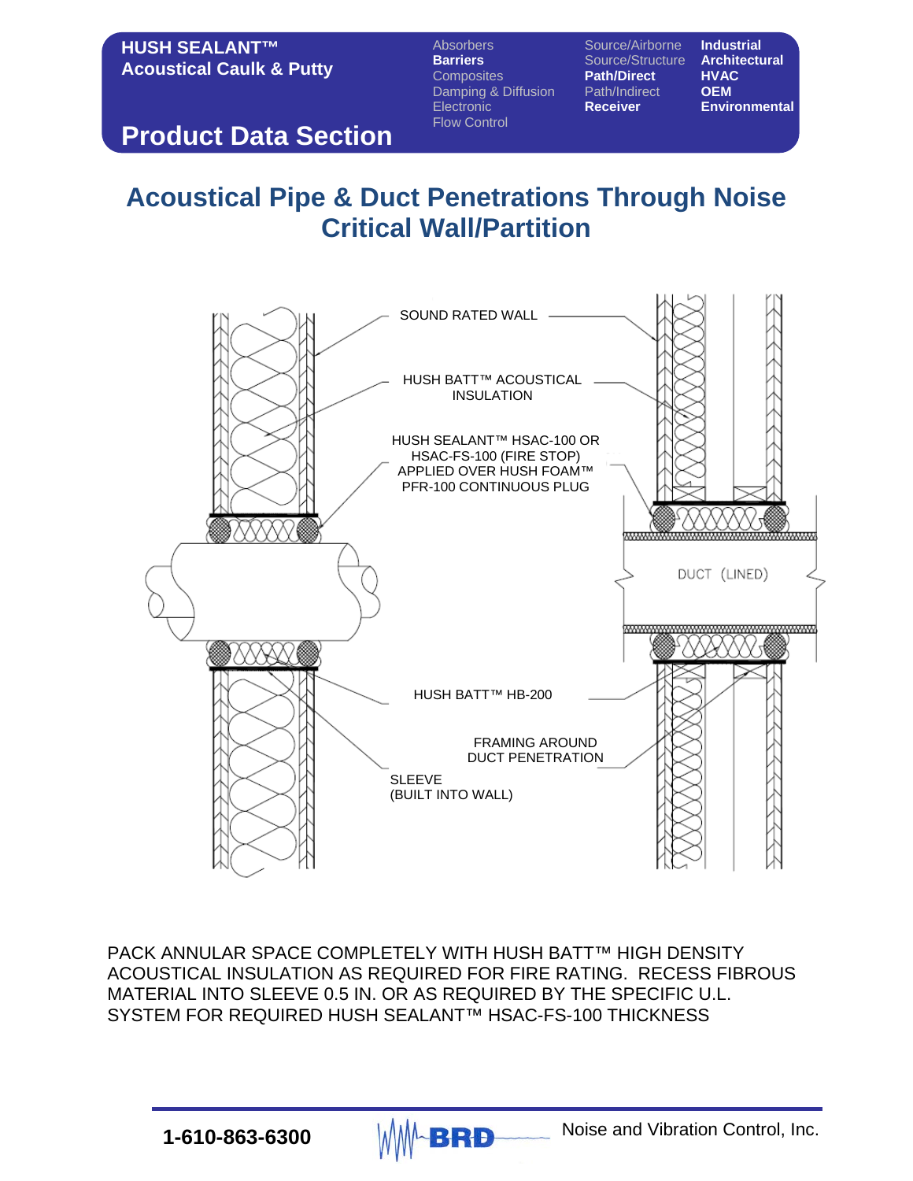**HUSH SEALANT™**
**Acoustical Caulk & Putty**

**Product Data Section**

Absorbers
**Barriers**
Composites
Damping & Diffusion
Electronic
Flow Control

Source/Airborne
Source/Structure
**Path/Direct**
Path/Indirect
**Receiver**

**Industrial**
**Architectural**
**HVAC**
**OEM**
**Environmental**

# Acoustical Pipe & Duct Penetrations Through Noise Critical Wall/Partition

SOUND RATED WALL

HUSH BATT™ ACOUSTICAL INSULATION

HUSH SEALANT™ HSAC-100 OR HSAC-FS-100 (FIRE STOP) APPLIED OVER HUSH FOAM™ PFR-100 CONTINUOUS PLUG

DUCT (LINED)

HUSH BATT™ HB-200

FRAMING AROUND DUCT PENETRATION

SLEEVE (BUILT INTO WALL)

PACK ANNULAR SPACE COMPLETELY WITH HUSH BATT™ HIGH DENSITY ACOUSTICAL INSULATION AS REQUIRED FOR FIRE RATING. RECESS FIBROUS MATERIAL INTO SLEEVE 0.5 IN. OR AS REQUIRED BY THE SPECIFIC U.L. SYSTEM FOR REQUIRED HUSH SEALANT™ HSAC-FS-100 THICKNESS

**1-610-863-6300** BRD Noise and Vibration Control, Inc.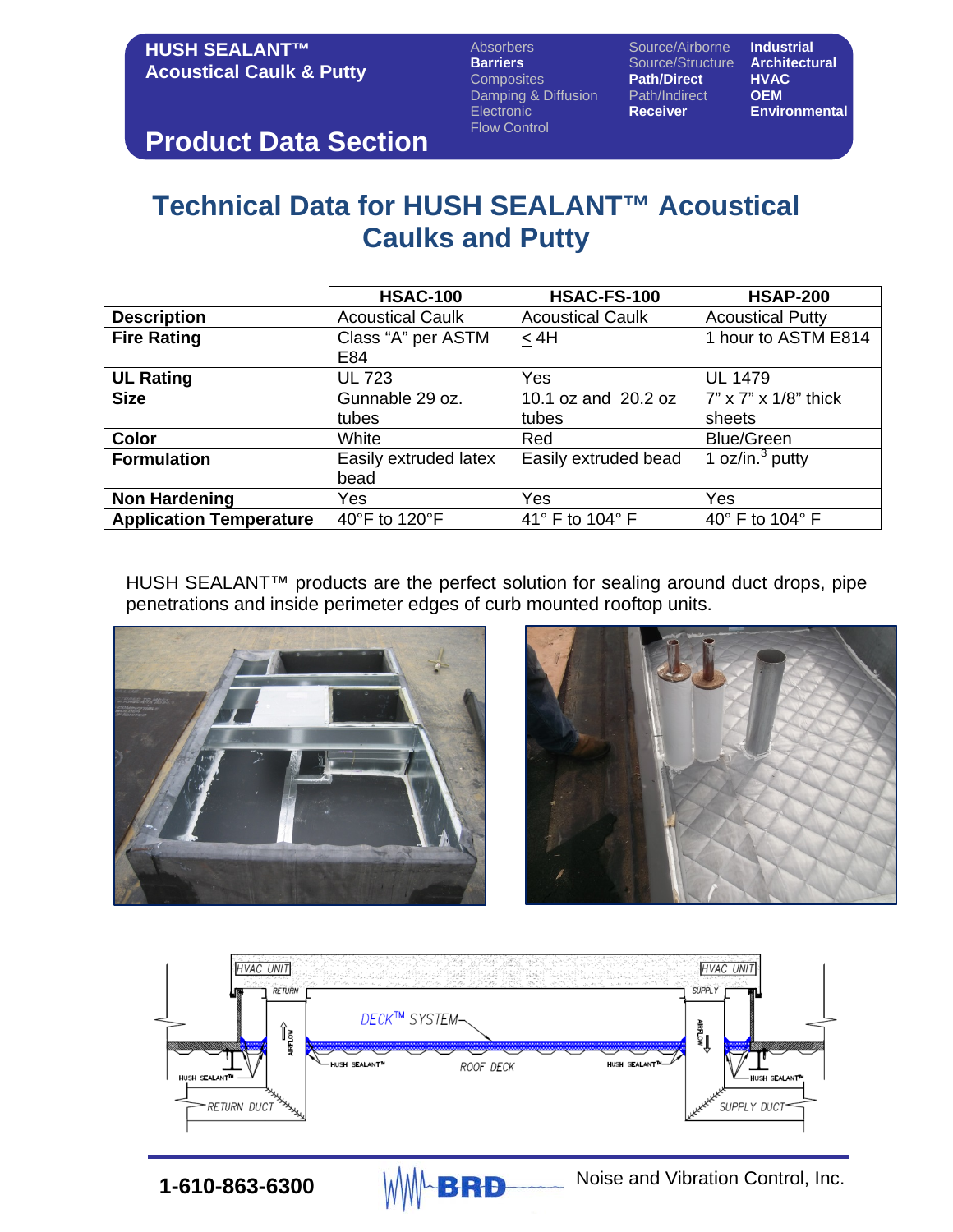**HUSH SEALANT™**
**Acoustical Caulk & Putty**

## Product Data Section

Absorbers
**Barriers**
Composites
Damping & Diffusion
Electronic
Flow Control

Source/Airborne
Source/Structure
**Path/Direct**
Path/Indirect
**Receiver**

**Industrial**
**Architectural**
**HVAC**
**OEM**
**Environmental**

# Technical Data for HUSH SEALANT™ Acoustical Caulks and Putty

| | HSAC-100 | HSAC-FS-100 | HSAP-200 |
|---|---|---|---|
| **Description** | Acoustical Caulk | Acoustical Caulk | Acoustical Putty |
| **Fire Rating** | Class "A" per ASTM E84 | $\leq$ 4H | 1 hour to ASTM E814 |
| **UL Rating** | UL 723 | Yes | UL 1479 |
| **Size** | Gunnable 29 oz. tubes | 10.1 oz and 20.2 oz tubes | 7" x 7" x 1/8" thick sheets |
| **Color** | White | Red | Blue/Green |
| **Formulation** | Easily extruded latex bead | Easily extruded bead | 1 oz/in.$^3$ putty |
| **Non Hardening** | Yes | Yes | Yes |
| **Application Temperature** | 40°F to 120°F | 41° F to 104° F | 40° F to 104° F |

HUSH SEALANT™ products are the perfect solution for sealing around duct drops, pipe penetrations and inside perimeter edges of curb mounted rooftop units.

1-610-863-6300 BRD Noise and Vibration Control, Inc.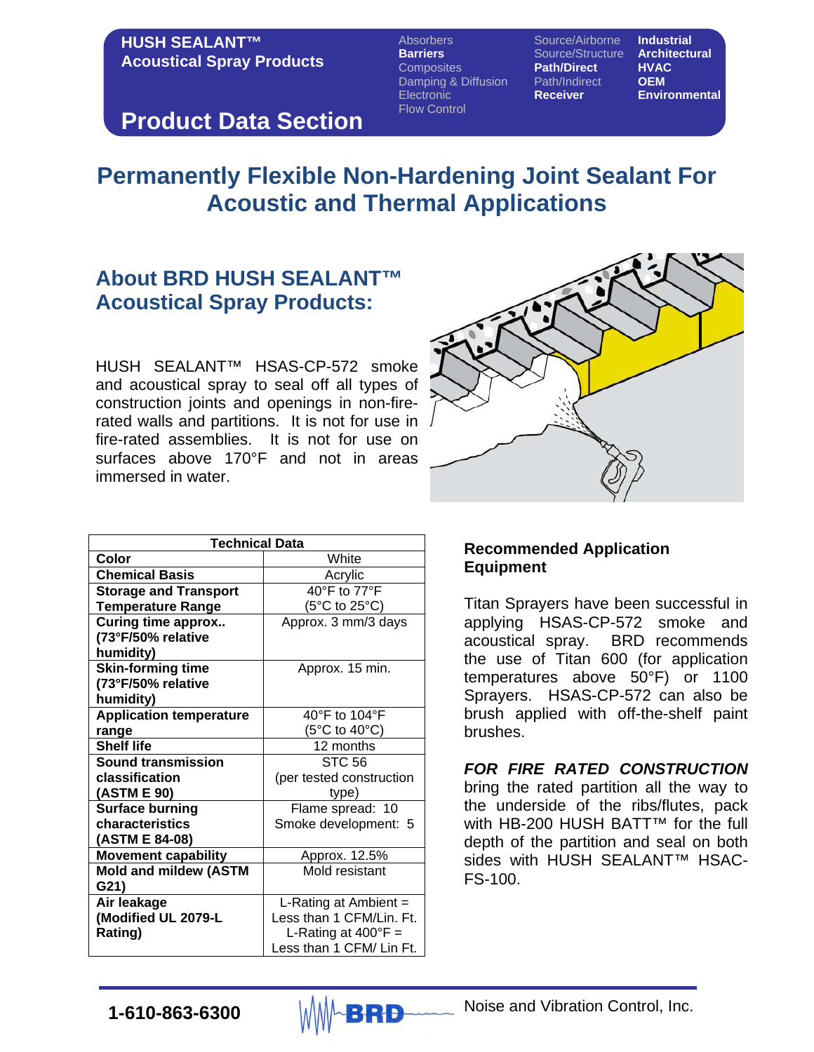**HUSH SEALANT™**
**Acoustical Spray Products**

Absorbers
**Barriers**
Composites
Damping & Diffusion
Electronic
Flow Control

Source/Airborne
Source/Structure
**Path/Direct**
Path/Indirect
**Receiver**

**Industrial**
**Architectural**
**HVAC**
**OEM**
**Environmental**

## Product Data Section

# Permanently Flexible Non-Hardening Joint Sealant For Acoustic and Thermal Applications

## About BRD HUSH SEALANT™ Acoustical Spray Products:

HUSH SEALANT™ HSAS-CP-572 smoke and acoustical spray to seal off all types of construction joints and openings in non-fire-rated walls and partitions. It is not for use in fire-rated assemblies. It is not for use on surfaces above 170°F and not in areas immersed in water.

| Technical Data | |
|---|---|
| **Color** | White |
| **Chemical Basis** | Acrylic |
| **Storage and Transport Temperature Range** | 40°F to 77°F (5°C to 25°C) |
| **Curing time approx.. (73°F/50% relative humidity)** | Approx. 3 mm/3 days |
| **Skin-forming time (73°F/50% relative humidity)** | Approx. 15 min. |
| **Application temperature range** | 40°F to 104°F (5°C to 40°C) |
| **Shelf life** | 12 months |
| **Sound transmission classification (ASTM E 90)** | STC 56 (per tested construction type) |
| **Surface burning characteristics (ASTM E 84-08)** | Flame spread: 10 Smoke development: 5 |
| **Movement capability** | Approx. 12.5% |
| **Mold and mildew (ASTM G21)** | Mold resistant |
| **Air leakage (Modified UL 2079-L Rating)** | L-Rating at Ambient = Less than 1 CFM/Lin. Ft. L-Rating at 400°F = Less than 1 CFM/ Lin Ft. |

### Recommended Application Equipment

Titan Sprayers have been successful in applying HSAS-CP-572 smoke and acoustical spray. BRD recommends the use of Titan 600 (for application temperatures above 50°F) or 1100 Sprayers. HSAS-CP-572 can also be brush applied with off-the-shelf paint brushes.

***FOR FIRE RATED CONSTRUCTION*** bring the rated partition all the way to the underside of the ribs/flutes, pack with HB-200 HUSH BATT™ for the full depth of the partition and seal on both sides with HUSH SEALANT™ HSAC-FS-100.

**1-610-863-6300** BRD Noise and Vibration Control, Inc.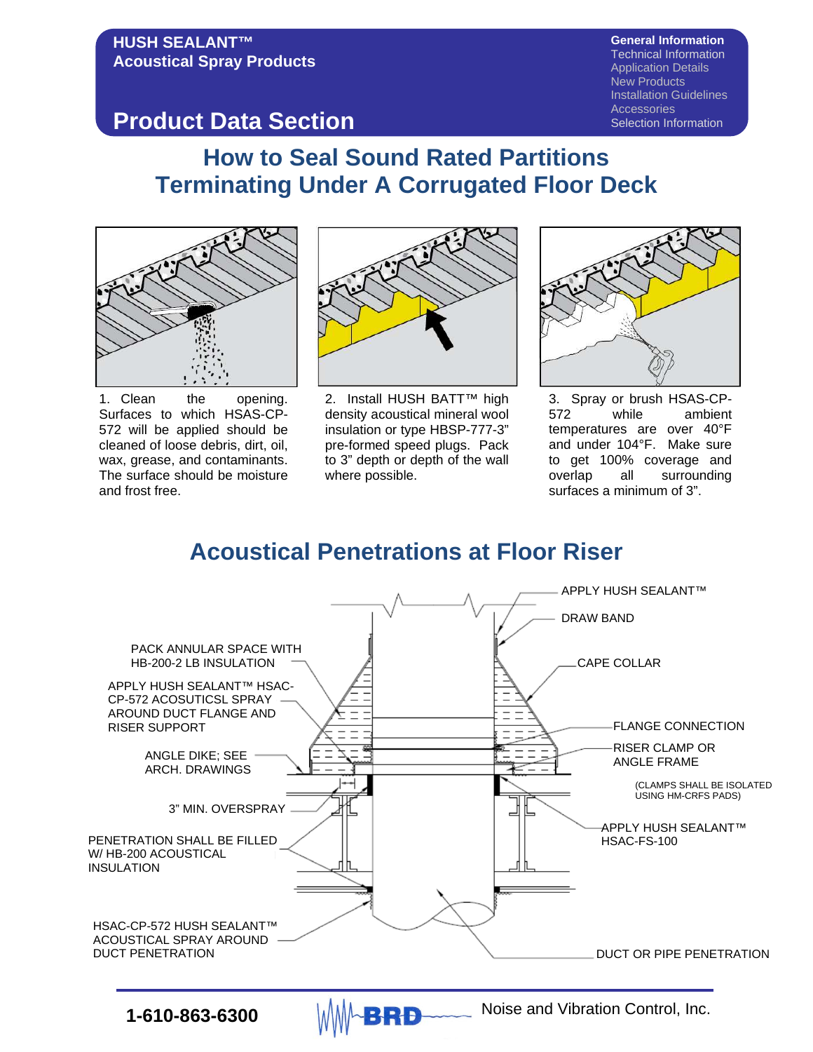**HUSH SEALANT™**
**Acoustical Spray Products**

# Product Data Section

**General Information**
Technical Information
Application Details
New Products
Installation Guidelines
Accessories
Selection Information

## How to Seal Sound Rated Partitions Terminating Under A Corrugated Floor Deck

1. Clean the opening. Surfaces to which HSAS-CP-572 will be applied should be cleaned of loose debris, dirt, oil, wax, grease, and contaminants. The surface should be moisture and frost free.

2. Install HUSH BATT™ high density acoustical mineral wool insulation or type HBSP-777-3" pre-formed speed plugs. Pack to 3" depth or depth of the wall where possible.

3. Spray or brush HSAS-CP-572 while ambient temperatures are over 40°F and under 104°F. Make sure to get 100% coverage and overlap all surrounding surfaces a minimum of 3".

## Acoustical Penetrations at Floor Riser

APPLY HUSH SEALANT™

DRAW BAND

PACK ANNULAR SPACE WITH HB-200-2 LB INSULATION

CAPE COLLAR

APPLY HUSH SEALANT™ HSAC-CP-572 ACOSUTICSL SPRAY AROUND DUCT FLANGE AND RISER SUPPORT

FLANGE CONNECTION

RISER CLAMP OR ANGLE FRAME

ANGLE DIKE; SEE ARCH. DRAWINGS

(CLAMPS SHALL BE ISOLATED USING HM-CRFS PADS)

3" MIN. OVERSPRAY

APPLY HUSH SEALANT™ HSAC-FS-100

PENETRATION SHALL BE FILLED W/ HB-200 ACOUSTICAL INSULATION

HSAC-CP-572 HUSH SEALANT™ ACOUSTICAL SPRAY AROUND DUCT PENETRATION

DUCT OR PIPE PENETRATION

**1-610-863-6300** BRD Noise and Vibration Control, Inc.